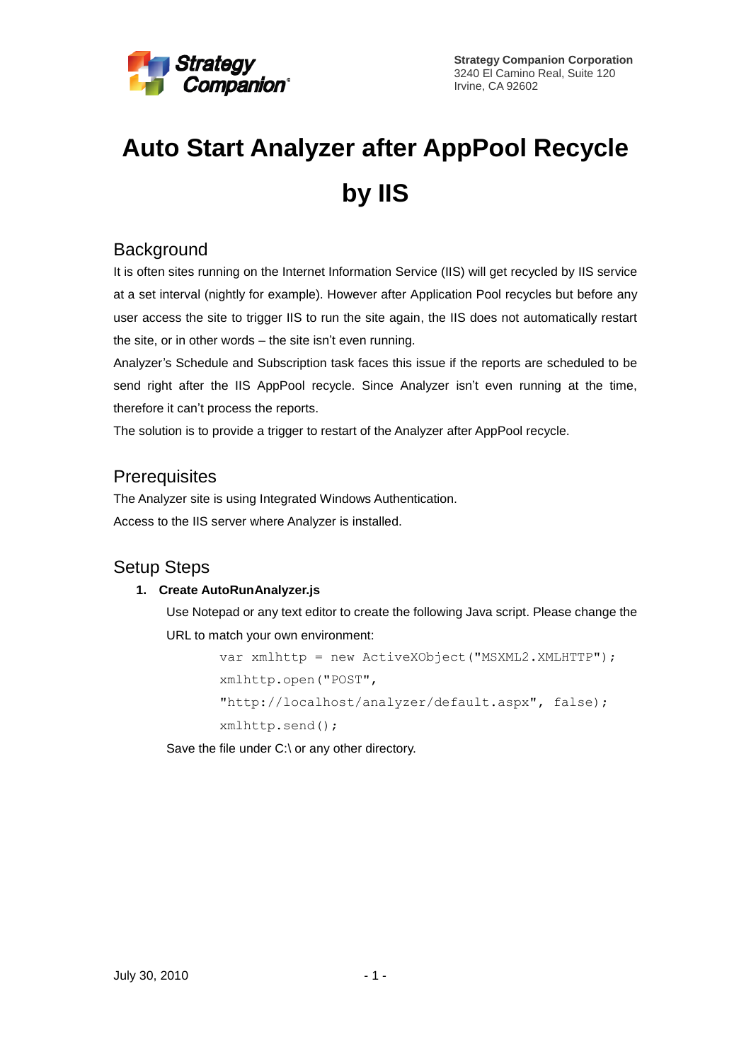Strategy Companion Corporation
3240 El Camino Real, Suite 120
Irvine, CA 92602

# Auto Start Analyzer after AppPool Recycle by IIS

## Background

It is often sites running on the Internet Information Service (IIS) will get recycled by IIS service at a set interval (nightly for example). However after Application Pool recycles but before any user access the site to trigger IIS to run the site again, the IIS does not automatically restart the site, or in other words – the site isn't even running.

Analyzer's Schedule and Subscription task faces this issue if the reports are scheduled to be send right after the IIS AppPool recycle. Since Analyzer isn't even running at the time, therefore it can't process the reports.

The solution is to provide a trigger to restart of the Analyzer after AppPool recycle.

## Prerequisites

The Analyzer site is using Integrated Windows Authentication.

Access to the IIS server where Analyzer is installed.

## Setup Steps

1. **Create AutoRunAnalyzer.js**

   Use Notepad or any text editor to create the following Java script. Please change the URL to match your own environment:

   ```
   var xmlhttp = new ActiveXObject("MSXML2.XMLHTTP");
   xmlhttp.open("POST",
   "http://localhost/analyzer/default.aspx", false);
   xmlhttp.send();
   ```

   Save the file under C:\ or any other directory.

July 30, 2010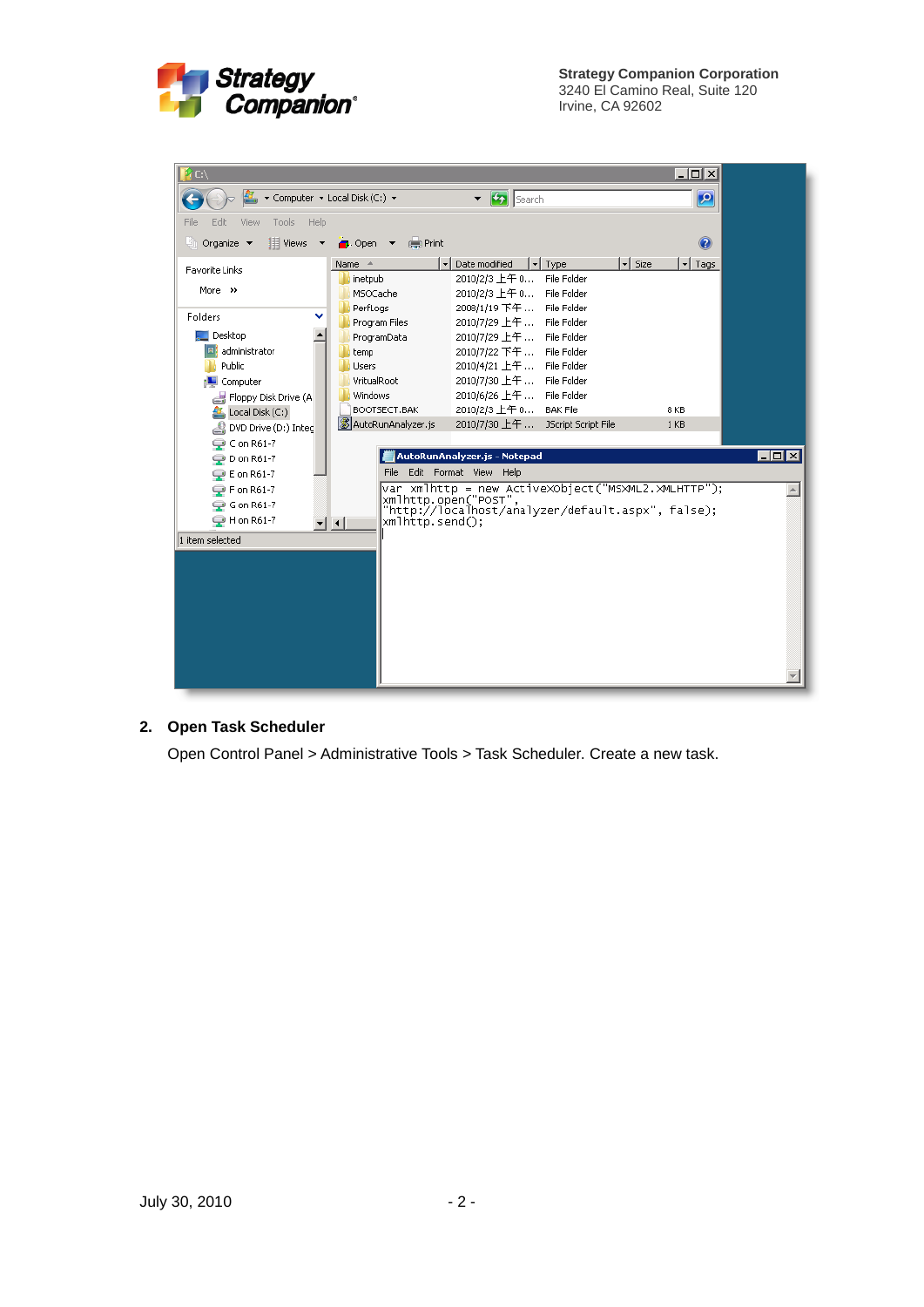2. **Open Task Scheduler**

   Open Control Panel > Administrative Tools > Task Scheduler. Create a new task.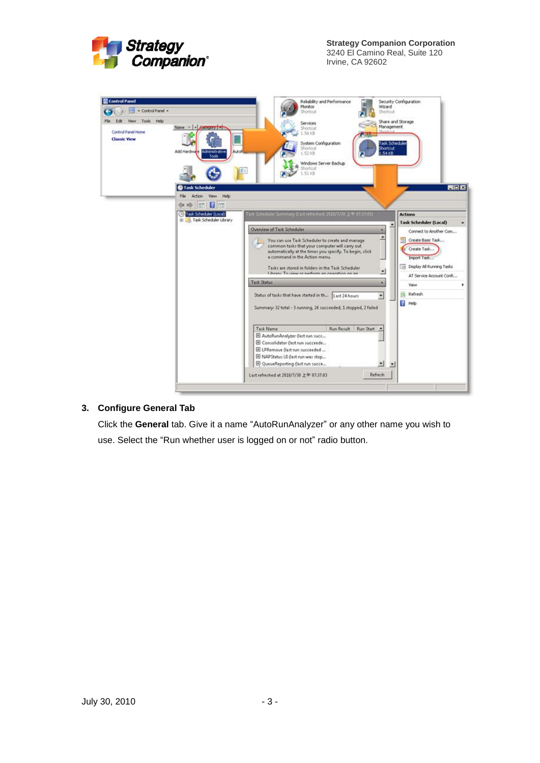3. **Configure General Tab**

   Click the **General** tab. Give it a name “AutoRunAnalyzer” or any other name you wish to use. Select the “Run whether user is logged on or not” radio button.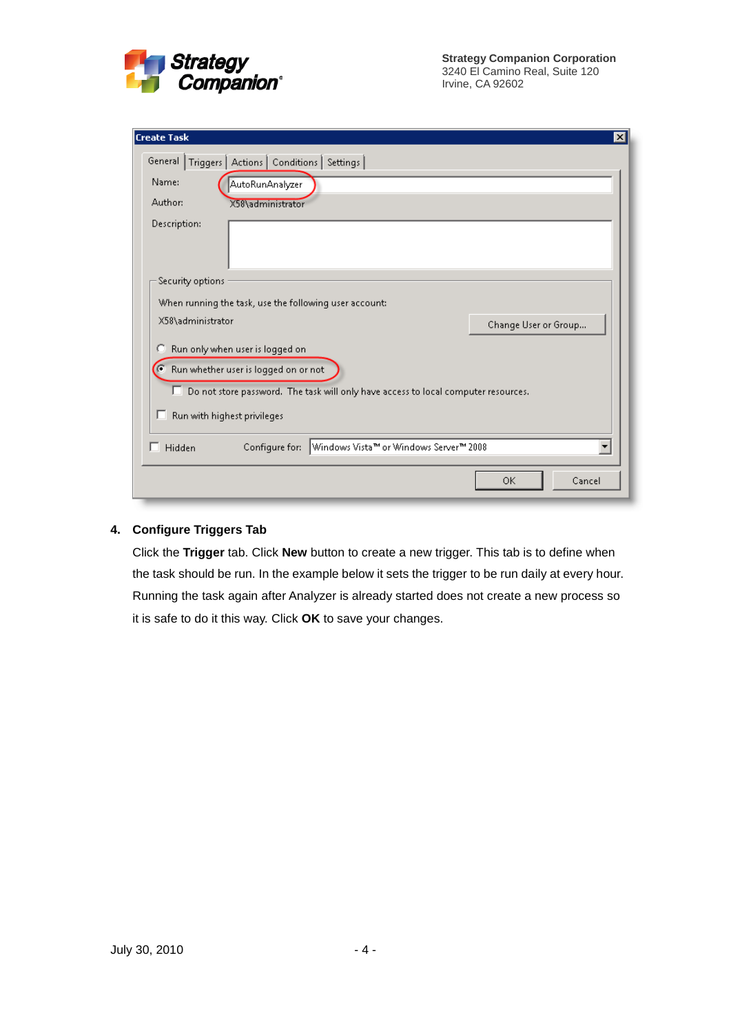**4. Configure Triggers Tab**

Click the **Trigger** tab. Click **New** button to create a new trigger. This tab is to define when the task should be run. In the example below it sets the trigger to be run daily at every hour. Running the task again after Analyzer is already started does not create a new process so it is safe to do it this way. Click **OK** to save your changes.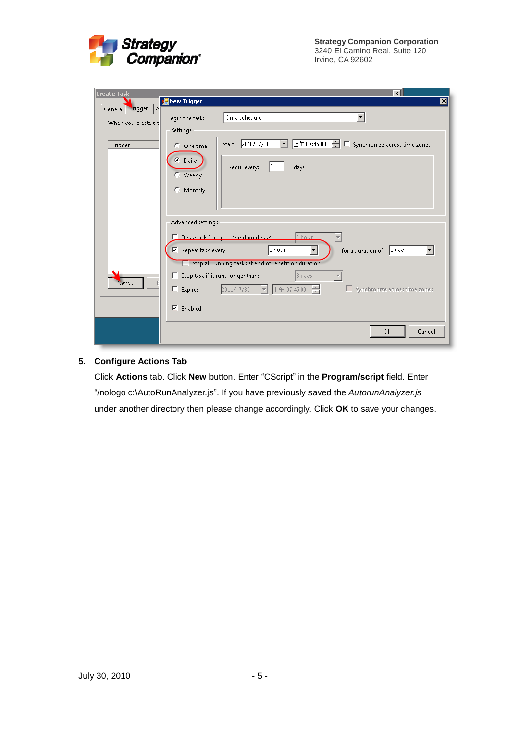5. **Configure Actions Tab**

   Click **Actions** tab. Click **New** button. Enter “CScript” in the **Program/script** field. Enter “/nologo c:\AutoRunAnalyzer.js”. If you have previously saved the *AutorunAnalyzer.js* under another directory then please change accordingly. Click **OK** to save your changes.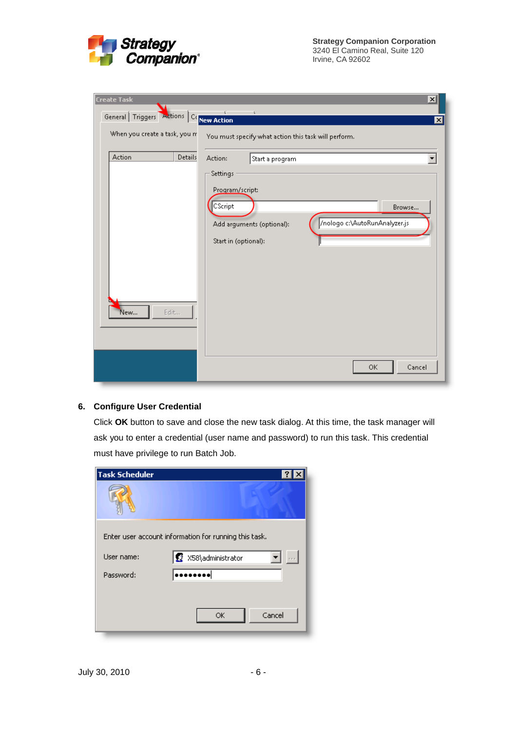6. **Configure User Credential**

Click **OK** button to save and close the new task dialog. At this time, the task manager will ask you to enter a credential (user name and password) to run this task. This credential must have privilege to run Batch Job.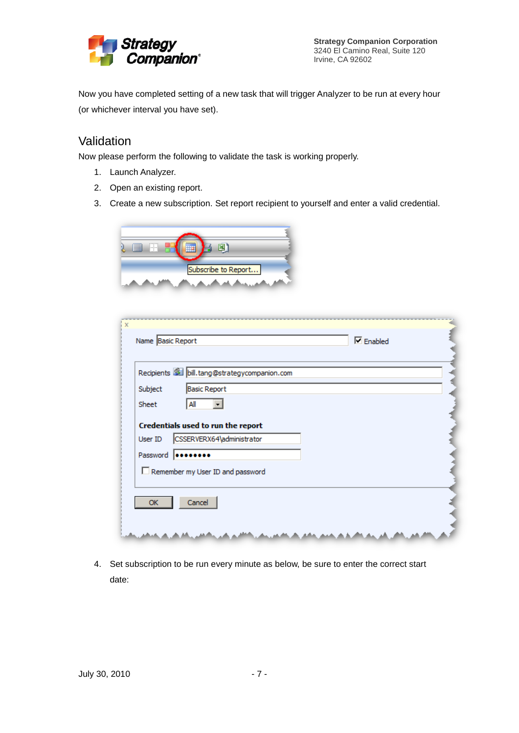Now you have completed setting of a new task that will trigger Analyzer to be run at every hour (or whichever interval you have set).

## Validation

Now please perform the following to validate the task is working properly.

1. Launch Analyzer.
2. Open an existing report.
3. Create a new subscription. Set report recipient to yourself and enter a valid credential.

4. Set subscription to be run every minute as below, be sure to enter the correct start date: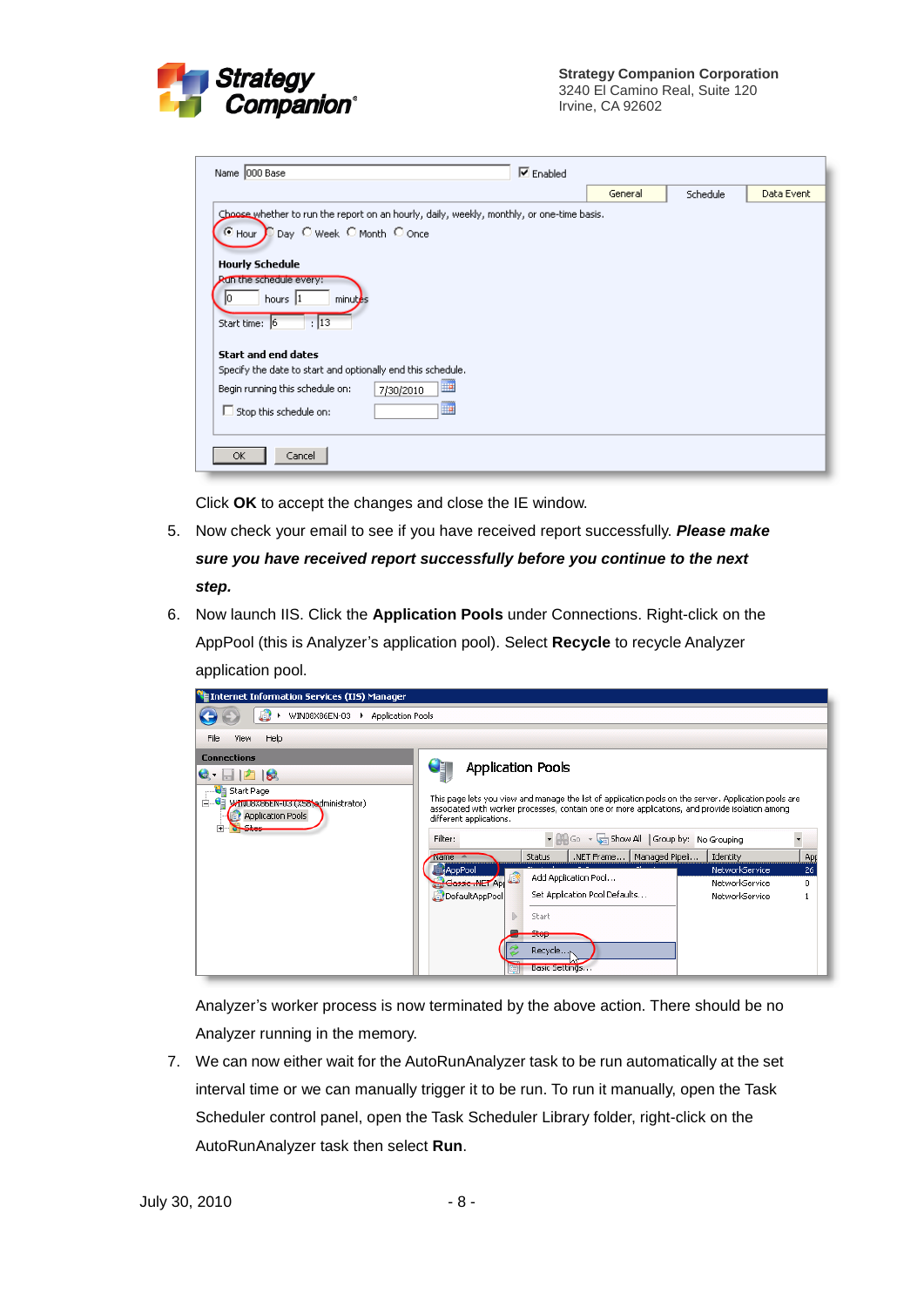Click **OK** to accept the changes and close the IE window.

5. Now check your email to see if you have received report successfully. ***Please make sure you have received report successfully before you continue to the next step.***
6. Now launch IIS. Click the **Application Pools** under Connections. Right-click on the AppPool (this is Analyzer's application pool). Select **Recycle** to recycle Analyzer application pool.

   Analyzer's worker process is now terminated by the above action. There should be no Analyzer running in the memory.
7. We can now either wait for the AutoRunAnalyzer task to be run automatically at the set interval time or we can manually trigger it to be run. To run it manually, open the Task Scheduler control panel, open the Task Scheduler Library folder, right-click on the AutoRunAnalyzer task then select **Run**.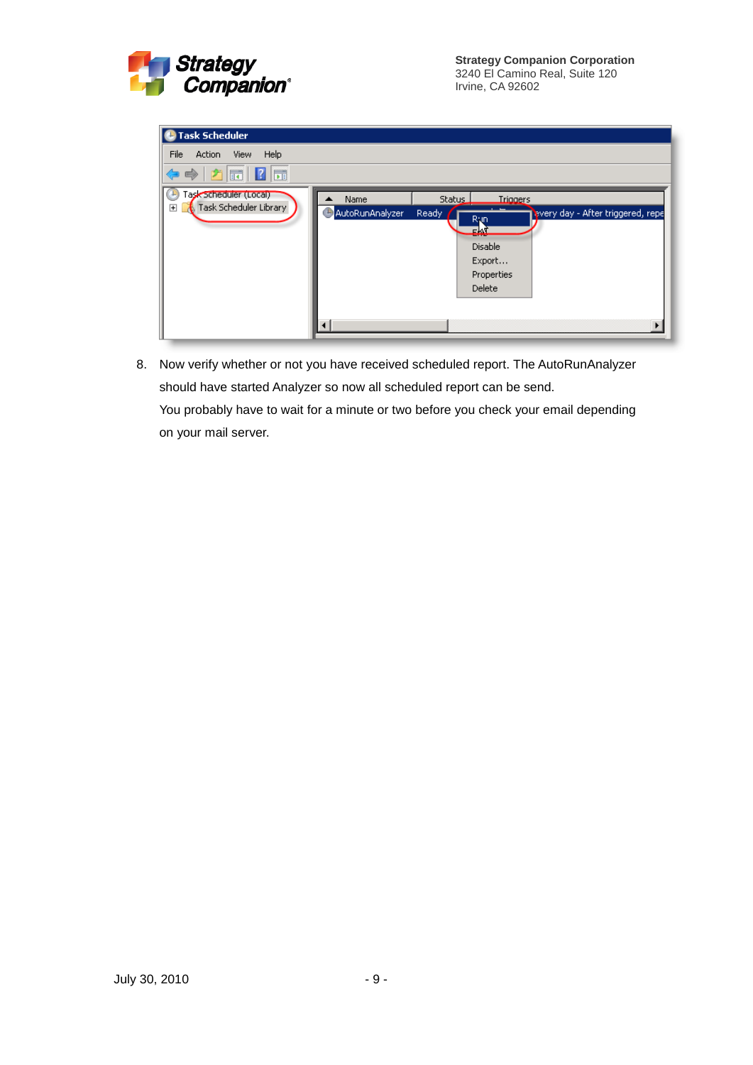8. Now verify whether or not you have received scheduled report. The AutoRunAnalyzer should have started Analyzer so now all scheduled report can be send.
   You probably have to wait for a minute or two before you check your email depending on your mail server.